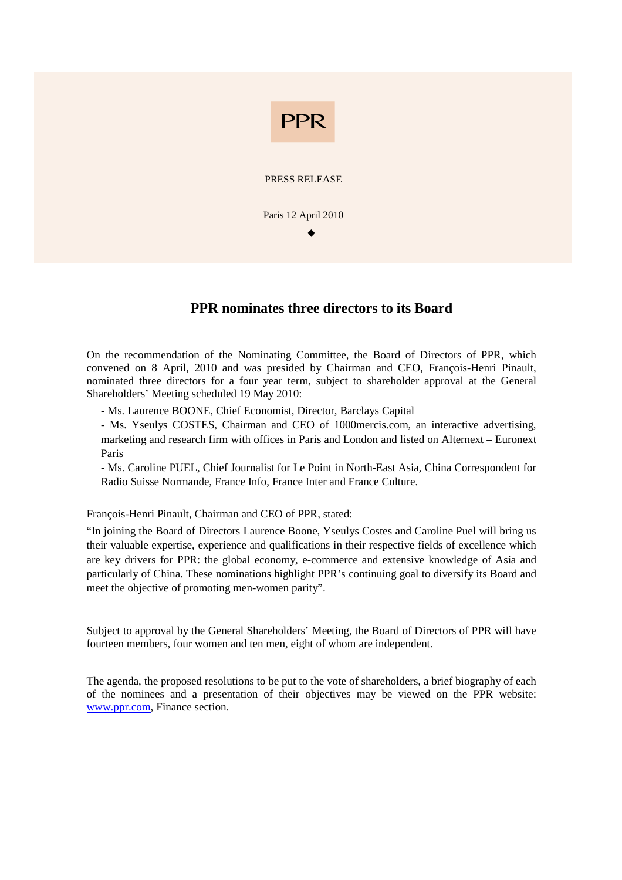PPR

PRESS RELEASE

Paris 12 April 2010

◆

# PPR nominates three directors to its Board

On the recommendation of the Nominating Committee, the Board of Directors of PPR, which convened on 8 April, 2010 and was presided by Chairman and CEO, François-Henri Pinault, nominated three directors for a four year term, subject to shareholder approval at the General Shareholders' Meeting scheduled 19 May 2010:

- Ms. Laurence BOONE, Chief Economist, Director, Barclays Capital
- Ms. Yseulys COSTES, Chairman and CEO of 1000mercis.com, an interactive advertising, marketing and research firm with offices in Paris and London and listed on Alternext – Euronext Paris
- Ms. Caroline PUEL, Chief Journalist for Le Point in North-East Asia, China Correspondent for Radio Suisse Normande, France Info, France Inter and France Culture.

François-Henri Pinault, Chairman and CEO of PPR, stated:

"In joining the Board of Directors Laurence Boone, Yseulys Costes and Caroline Puel will bring us their valuable expertise, experience and qualifications in their respective fields of excellence which are key drivers for PPR: the global economy, e-commerce and extensive knowledge of Asia and particularly of China. These nominations highlight PPR's continuing goal to diversify its Board and meet the objective of promoting men-women parity".

Subject to approval by the General Shareholders' Meeting, the Board of Directors of PPR will have fourteen members, four women and ten men, eight of whom are independent.

The agenda, the proposed resolutions to be put to the vote of shareholders, a brief biography of each of the nominees and a presentation of their objectives may be viewed on the PPR website: www.ppr.com, Finance section.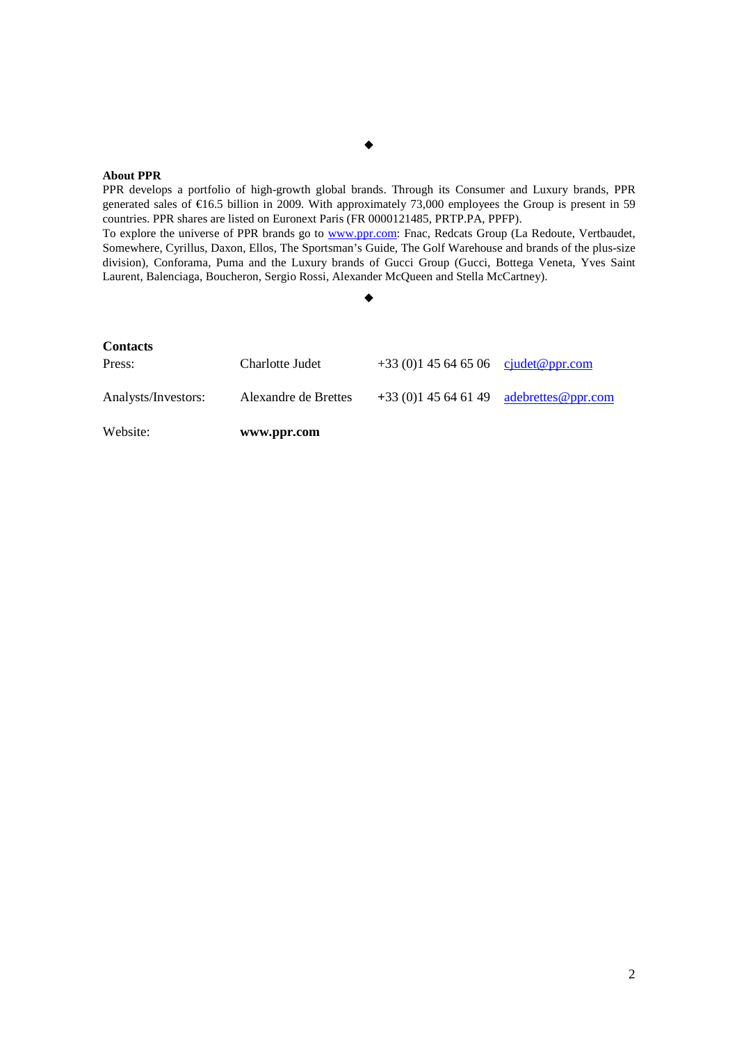◆

**About PPR**
PPR develops a portfolio of high-growth global brands. Through its Consumer and Luxury brands, PPR generated sales of €16.5 billion in 2009. With approximately 73,000 employees the Group is present in 59 countries. PPR shares are listed on Euronext Paris (FR 0000121485, PRTP.PA, PPFP).
To explore the universe of PPR brands go to www.ppr.com: Fnac, Redcats Group (La Redoute, Vertbaudet, Somewhere, Cyrillus, Daxon, Ellos, The Sportsman's Guide, The Golf Warehouse and brands of the plus-size division), Conforama, Puma and the Luxury brands of Gucci Group (Gucci, Bottega Veneta, Yves Saint Laurent, Balenciaga, Boucheron, Sergio Rossi, Alexander McQueen and Stella McCartney).

◆

**Contacts**

| | | | |
|---|---|---|---|
| Press: | Charlotte Judet | +33 (0)1 45 64 65 06 | cjudet@ppr.com |
| Analysts/Investors: | Alexandre de Brettes | +33 (0)1 45 64 61 49 | adebrettes@ppr.com |
| Website: | **www.ppr.com** | | |